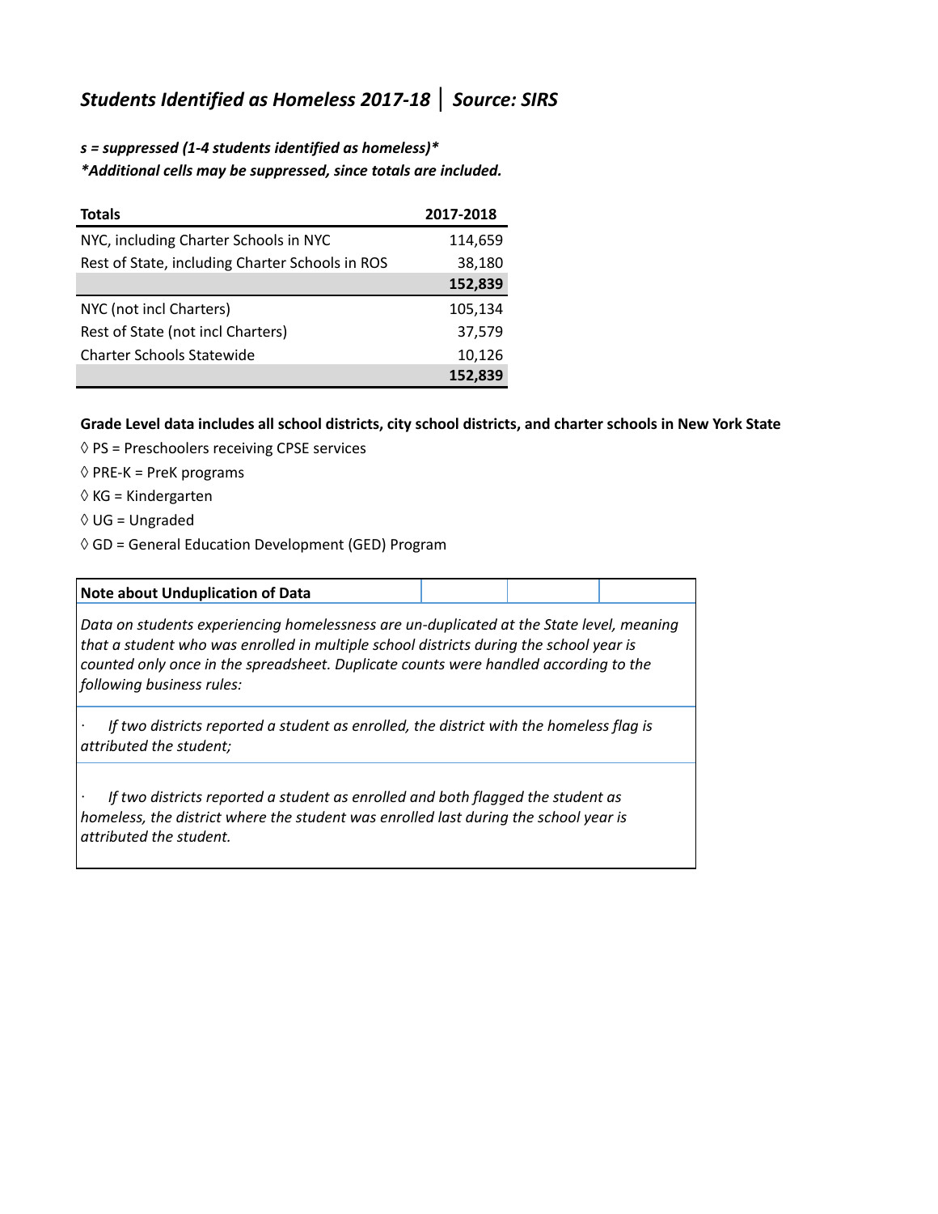## *Students Identified as Homeless 2017-18 │ Source: SIRS*

***s = suppressed (1-4 students identified as homeless)****

***Additional cells may be suppressed, since totals are included.***

| Totals | 2017-2018 |
|---|---|
| NYC, including Charter Schools in NYC | 114,659 |
| Rest of State, including Charter Schools in ROS | 38,180 |
| | **152,839** |
| NYC (not incl Charters) | 105,134 |
| Rest of State (not incl Charters) | 37,579 |
| Charter Schools Statewide | 10,126 |
| | **152,839** |

**Grade Level data includes all school districts, city school districts, and charter schools in New York State**

◊ PS = Preschoolers receiving CPSE services

◊ PRE-K = PreK programs

◊ KG = Kindergarten

◊ UG = Ungraded

◊ GD = General Education Development (GED) Program

**Note about Unduplication of Data**

*Data on students experiencing homelessness are un-duplicated at the State level, meaning that a student who was enrolled in multiple school districts during the school year is counted only once in the spreadsheet. Duplicate counts were handled according to the following business rules:*

- *If two districts reported a student as enrolled, the district with the homeless flag is attributed the student;*

- *If two districts reported a student as enrolled and both flagged the student as homeless, the district where the student was enrolled last during the school year is attributed the student.*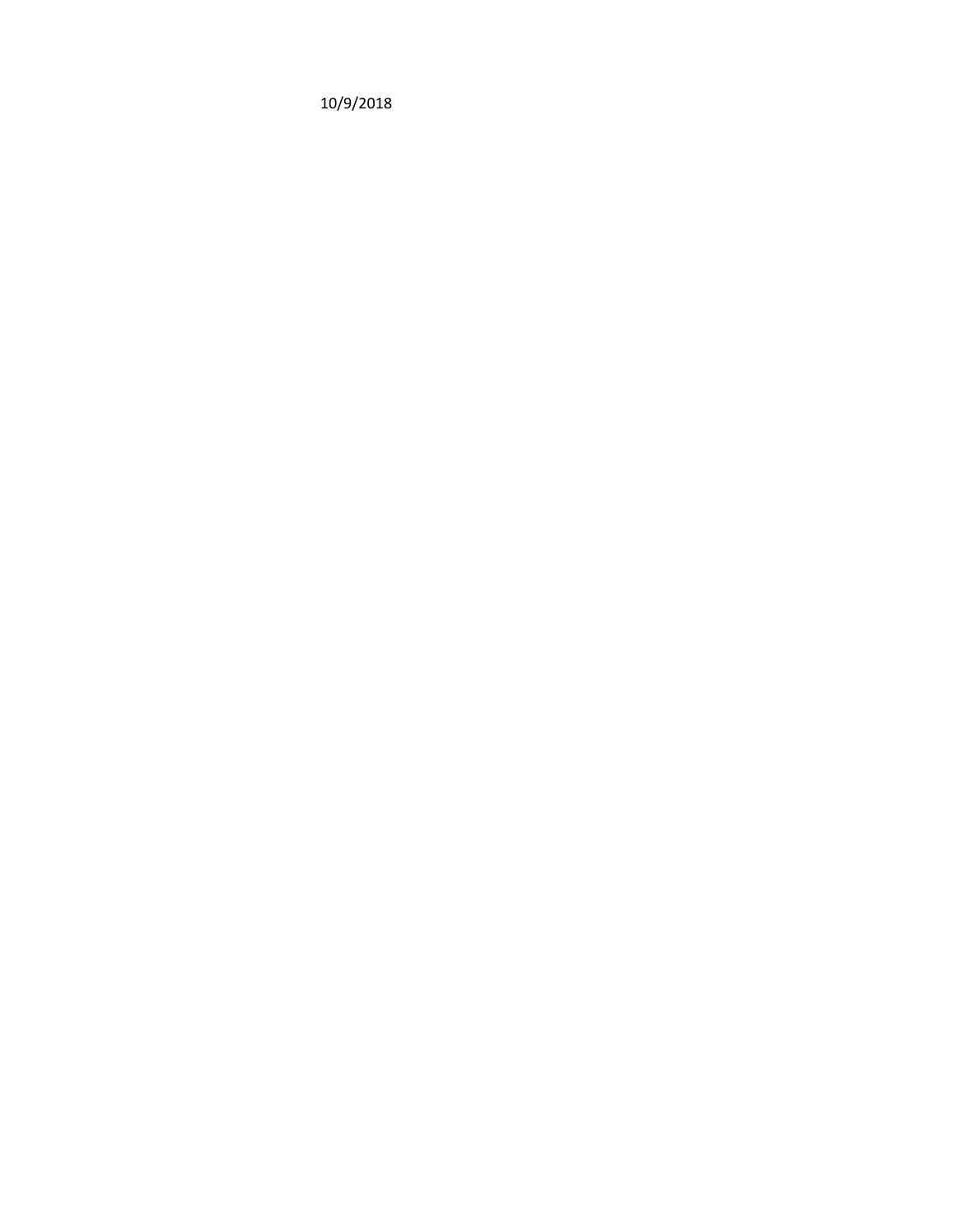10/9/2018